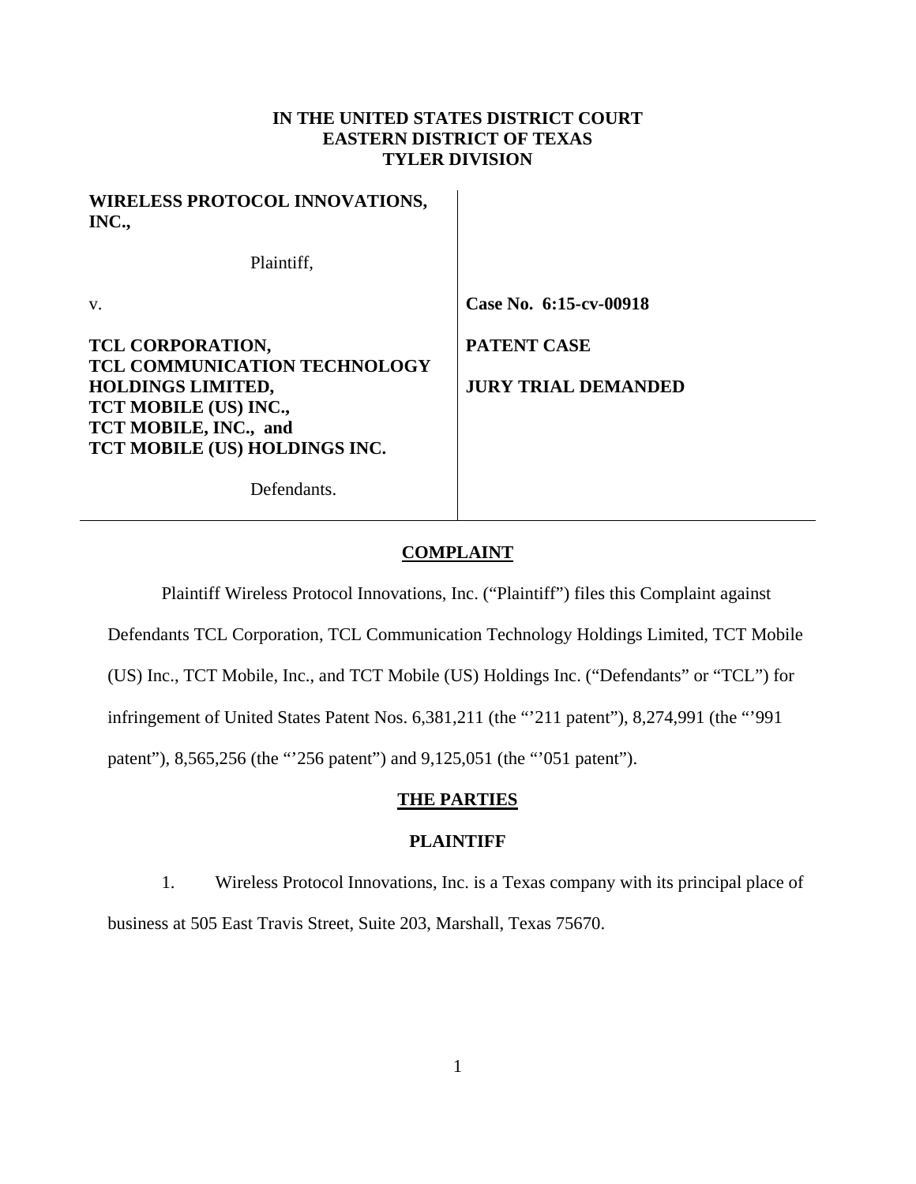**IN THE UNITED STATES DISTRICT COURT**
**EASTERN DISTRICT OF TEXAS**
**TYLER DIVISION**

| | |
|---|---|
| **WIRELESS PROTOCOL INNOVATIONS, INC.,** | |
| Plaintiff, | |
| v. | **Case No. 6:15-cv-00918** |
| **TCL CORPORATION, TCL COMMUNICATION TECHNOLOGY HOLDINGS LIMITED, TCT MOBILE (US) INC., TCT MOBILE, INC., and TCT MOBILE (US) HOLDINGS INC.** | **PATENT CASE** |
| | **JURY TRIAL DEMANDED** |
| Defendants. | |

## COMPLAINT

Plaintiff Wireless Protocol Innovations, Inc. ("Plaintiff") files this Complaint against Defendants TCL Corporation, TCL Communication Technology Holdings Limited, TCT Mobile (US) Inc., TCT Mobile, Inc., and TCT Mobile (US) Holdings Inc. ("Defendants" or "TCL") for infringement of United States Patent Nos. 6,381,211 (the "'211 patent"), 8,274,991 (the "'991 patent"), 8,565,256 (the "'256 patent") and 9,125,051 (the "'051 patent").

## THE PARTIES

### PLAINTIFF

1. Wireless Protocol Innovations, Inc. is a Texas company with its principal place of business at 505 East Travis Street, Suite 203, Marshall, Texas 75670.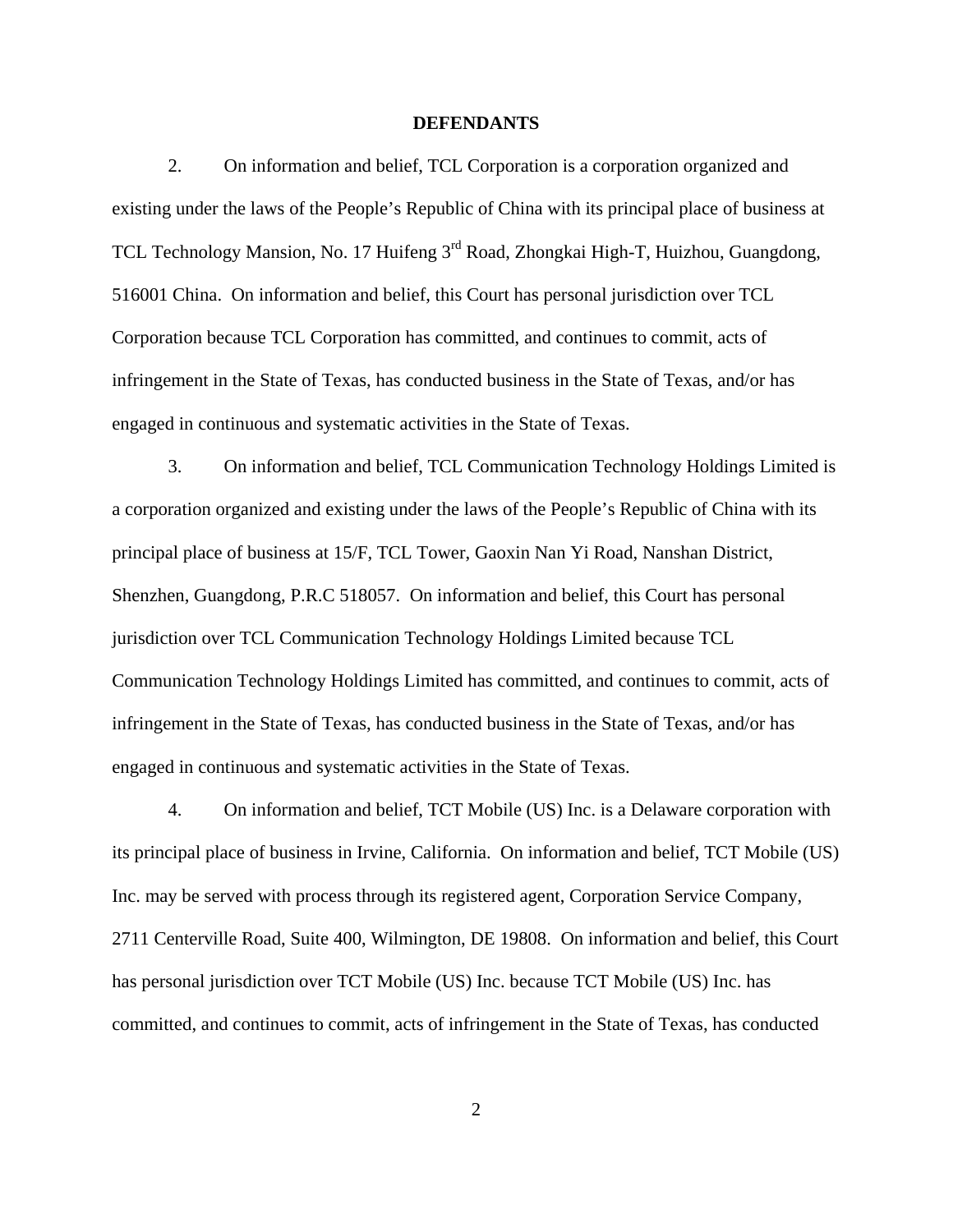**DEFENDANTS**

2. On information and belief, TCL Corporation is a corporation organized and existing under the laws of the People's Republic of China with its principal place of business at TCL Technology Mansion, No. 17 Huifeng 3rd Road, Zhongkai High-T, Huizhou, Guangdong, 516001 China. On information and belief, this Court has personal jurisdiction over TCL Corporation because TCL Corporation has committed, and continues to commit, acts of infringement in the State of Texas, has conducted business in the State of Texas, and/or has engaged in continuous and systematic activities in the State of Texas.

3. On information and belief, TCL Communication Technology Holdings Limited is a corporation organized and existing under the laws of the People's Republic of China with its principal place of business at 15/F, TCL Tower, Gaoxin Nan Yi Road, Nanshan District, Shenzhen, Guangdong, P.R.C 518057. On information and belief, this Court has personal jurisdiction over TCL Communication Technology Holdings Limited because TCL Communication Technology Holdings Limited has committed, and continues to commit, acts of infringement in the State of Texas, has conducted business in the State of Texas, and/or has engaged in continuous and systematic activities in the State of Texas.

4. On information and belief, TCT Mobile (US) Inc. is a Delaware corporation with its principal place of business in Irvine, California. On information and belief, TCT Mobile (US) Inc. may be served with process through its registered agent, Corporation Service Company, 2711 Centerville Road, Suite 400, Wilmington, DE 19808. On information and belief, this Court has personal jurisdiction over TCT Mobile (US) Inc. because TCT Mobile (US) Inc. has committed, and continues to commit, acts of infringement in the State of Texas, has conducted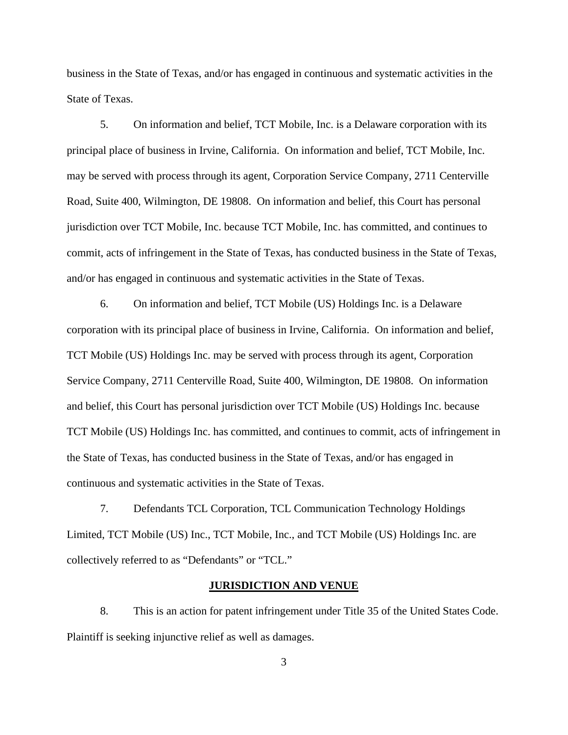business in the State of Texas, and/or has engaged in continuous and systematic activities in the State of Texas.

5. On information and belief, TCT Mobile, Inc. is a Delaware corporation with its principal place of business in Irvine, California. On information and belief, TCT Mobile, Inc. may be served with process through its agent, Corporation Service Company, 2711 Centerville Road, Suite 400, Wilmington, DE 19808. On information and belief, this Court has personal jurisdiction over TCT Mobile, Inc. because TCT Mobile, Inc. has committed, and continues to commit, acts of infringement in the State of Texas, has conducted business in the State of Texas, and/or has engaged in continuous and systematic activities in the State of Texas.

6. On information and belief, TCT Mobile (US) Holdings Inc. is a Delaware corporation with its principal place of business in Irvine, California. On information and belief, TCT Mobile (US) Holdings Inc. may be served with process through its agent, Corporation Service Company, 2711 Centerville Road, Suite 400, Wilmington, DE 19808. On information and belief, this Court has personal jurisdiction over TCT Mobile (US) Holdings Inc. because TCT Mobile (US) Holdings Inc. has committed, and continues to commit, acts of infringement in the State of Texas, has conducted business in the State of Texas, and/or has engaged in continuous and systematic activities in the State of Texas.

7. Defendants TCL Corporation, TCL Communication Technology Holdings Limited, TCT Mobile (US) Inc., TCT Mobile, Inc., and TCT Mobile (US) Holdings Inc. are collectively referred to as "Defendants" or "TCL."

## JURISDICTION AND VENUE

8. This is an action for patent infringement under Title 35 of the United States Code. Plaintiff is seeking injunctive relief as well as damages.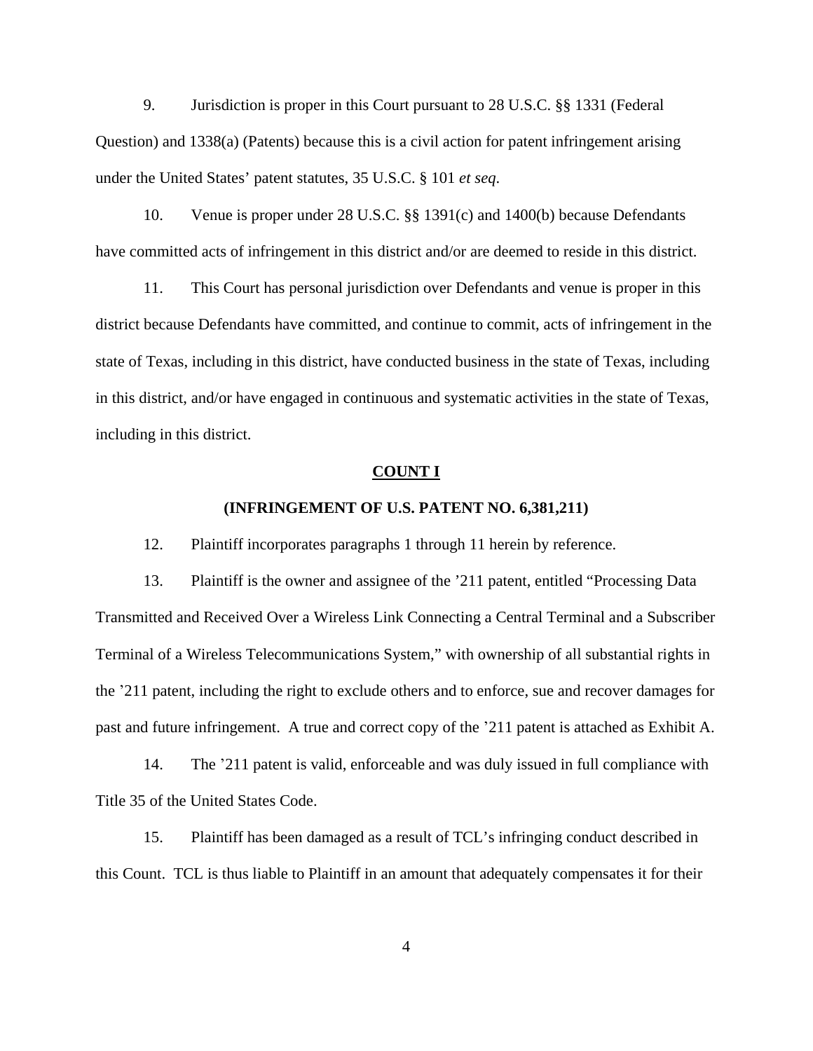9. Jurisdiction is proper in this Court pursuant to 28 U.S.C. §§ 1331 (Federal Question) and 1338(a) (Patents) because this is a civil action for patent infringement arising under the United States' patent statutes, 35 U.S.C. § 101 *et seq*.

10. Venue is proper under 28 U.S.C. §§ 1391(c) and 1400(b) because Defendants have committed acts of infringement in this district and/or are deemed to reside in this district.

11. This Court has personal jurisdiction over Defendants and venue is proper in this district because Defendants have committed, and continue to commit, acts of infringement in the state of Texas, including in this district, have conducted business in the state of Texas, including in this district, and/or have engaged in continuous and systematic activities in the state of Texas, including in this district.

**COUNT I**

**(INFRINGEMENT OF U.S. PATENT NO. 6,381,211)**

12. Plaintiff incorporates paragraphs 1 through 11 herein by reference.

13. Plaintiff is the owner and assignee of the '211 patent, entitled "Processing Data Transmitted and Received Over a Wireless Link Connecting a Central Terminal and a Subscriber Terminal of a Wireless Telecommunications System," with ownership of all substantial rights in the '211 patent, including the right to exclude others and to enforce, sue and recover damages for past and future infringement. A true and correct copy of the '211 patent is attached as Exhibit A.

14. The '211 patent is valid, enforceable and was duly issued in full compliance with Title 35 of the United States Code.

15. Plaintiff has been damaged as a result of TCL's infringing conduct described in this Count. TCL is thus liable to Plaintiff in an amount that adequately compensates it for their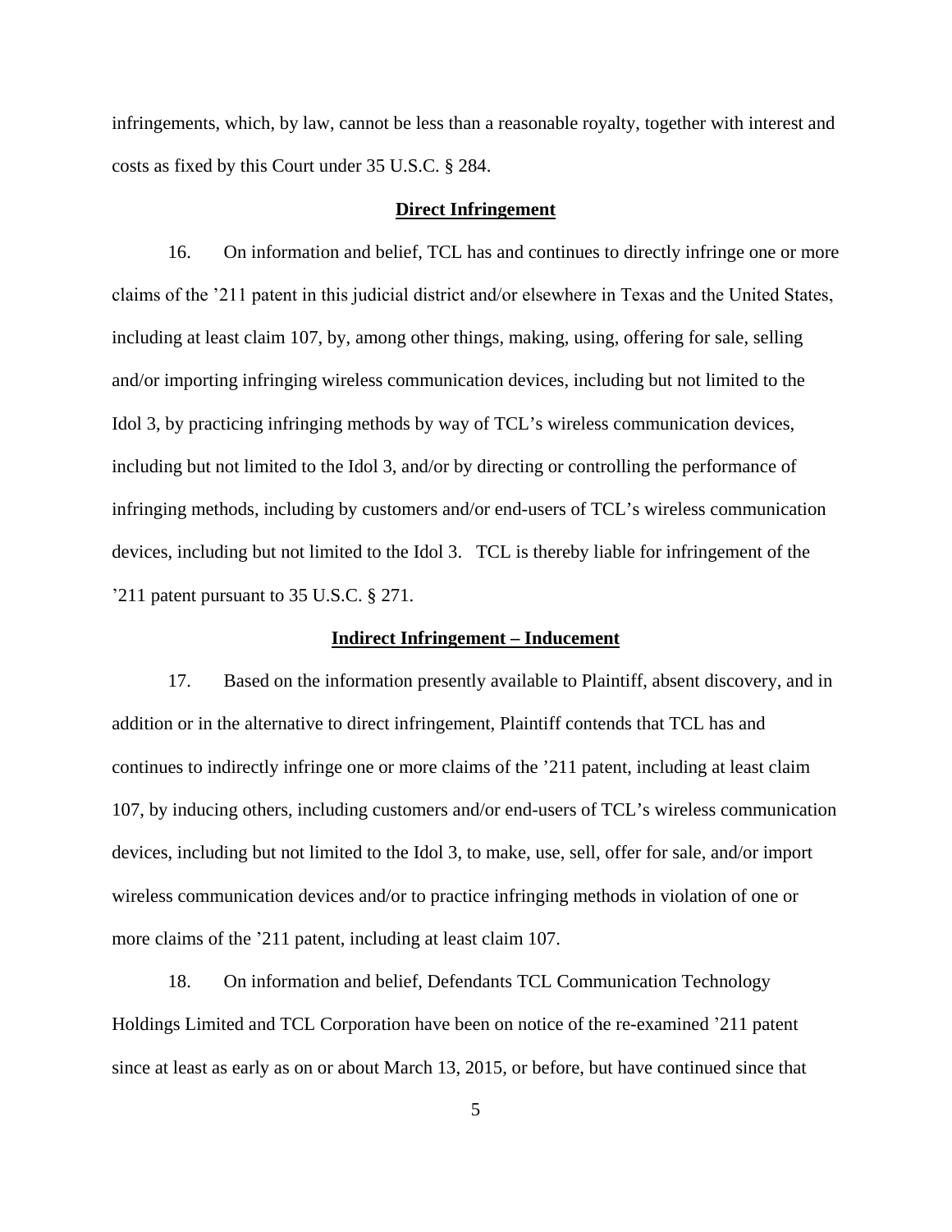infringements, which, by law, cannot be less than a reasonable royalty, together with interest and costs as fixed by this Court under 35 U.S.C. § 284.

**Direct Infringement**

16. On information and belief, TCL has and continues to directly infringe one or more claims of the ’211 patent in this judicial district and/or elsewhere in Texas and the United States, including at least claim 107, by, among other things, making, using, offering for sale, selling and/or importing infringing wireless communication devices, including but not limited to the Idol 3, by practicing infringing methods by way of TCL’s wireless communication devices, including but not limited to the Idol 3, and/or by directing or controlling the performance of infringing methods, including by customers and/or end-users of TCL’s wireless communication devices, including but not limited to the Idol 3. TCL is thereby liable for infringement of the ’211 patent pursuant to 35 U.S.C. § 271.

**Indirect Infringement – Inducement**

17. Based on the information presently available to Plaintiff, absent discovery, and in addition or in the alternative to direct infringement, Plaintiff contends that TCL has and continues to indirectly infringe one or more claims of the ’211 patent, including at least claim 107, by inducing others, including customers and/or end-users of TCL’s wireless communication devices, including but not limited to the Idol 3, to make, use, sell, offer for sale, and/or import wireless communication devices and/or to practice infringing methods in violation of one or more claims of the ’211 patent, including at least claim 107.

18. On information and belief, Defendants TCL Communication Technology Holdings Limited and TCL Corporation have been on notice of the re-examined ’211 patent since at least as early as on or about March 13, 2015, or before, but have continued since that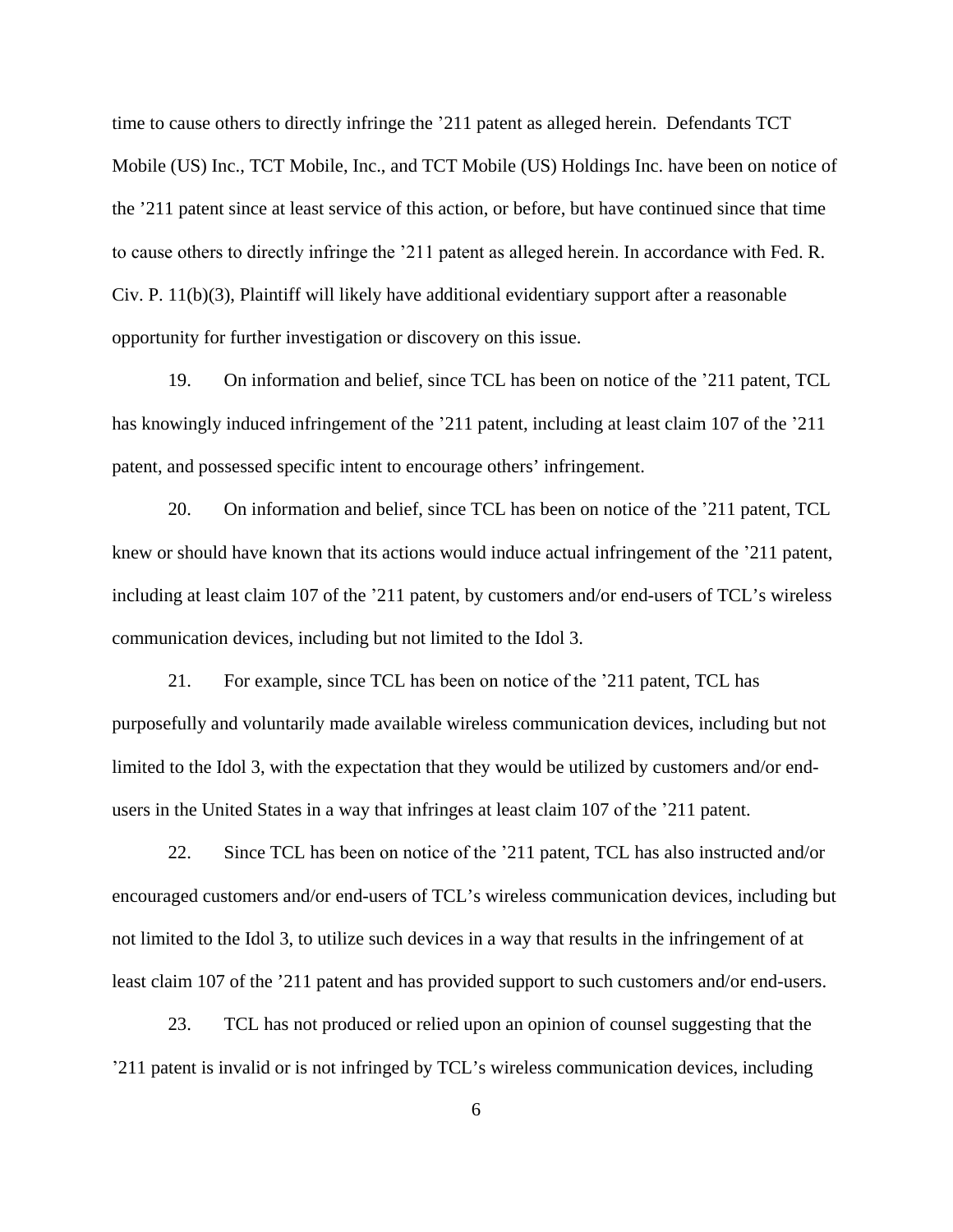time to cause others to directly infringe the ’211 patent as alleged herein. Defendants TCT Mobile (US) Inc., TCT Mobile, Inc., and TCT Mobile (US) Holdings Inc. have been on notice of the ’211 patent since at least service of this action, or before, but have continued since that time to cause others to directly infringe the ’211 patent as alleged herein. In accordance with Fed. R. Civ. P. 11(b)(3), Plaintiff will likely have additional evidentiary support after a reasonable opportunity for further investigation or discovery on this issue.

19. On information and belief, since TCL has been on notice of the ’211 patent, TCL has knowingly induced infringement of the ’211 patent, including at least claim 107 of the ’211 patent, and possessed specific intent to encourage others’ infringement.

20. On information and belief, since TCL has been on notice of the ’211 patent, TCL knew or should have known that its actions would induce actual infringement of the ’211 patent, including at least claim 107 of the ’211 patent, by customers and/or end-users of TCL’s wireless communication devices, including but not limited to the Idol 3.

21. For example, since TCL has been on notice of the ’211 patent, TCL has purposefully and voluntarily made available wireless communication devices, including but not limited to the Idol 3, with the expectation that they would be utilized by customers and/or end-users in the United States in a way that infringes at least claim 107 of the ’211 patent.

22. Since TCL has been on notice of the ’211 patent, TCL has also instructed and/or encouraged customers and/or end-users of TCL’s wireless communication devices, including but not limited to the Idol 3, to utilize such devices in a way that results in the infringement of at least claim 107 of the ’211 patent and has provided support to such customers and/or end-users.

23. TCL has not produced or relied upon an opinion of counsel suggesting that the ’211 patent is invalid or is not infringed by TCL’s wireless communication devices, including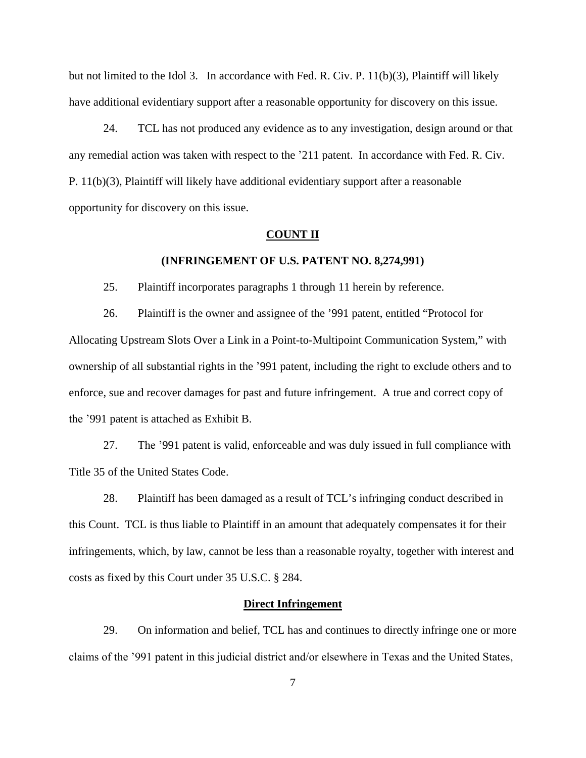but not limited to the Idol 3. In accordance with Fed. R. Civ. P. 11(b)(3), Plaintiff will likely have additional evidentiary support after a reasonable opportunity for discovery on this issue.

24. TCL has not produced any evidence as to any investigation, design around or that any remedial action was taken with respect to the ’211 patent. In accordance with Fed. R. Civ. P. 11(b)(3), Plaintiff will likely have additional evidentiary support after a reasonable opportunity for discovery on this issue.

**COUNT II**

**(INFRINGEMENT OF U.S. PATENT NO. 8,274,991)**

25. Plaintiff incorporates paragraphs 1 through 11 herein by reference.

26. Plaintiff is the owner and assignee of the ’991 patent, entitled “Protocol for Allocating Upstream Slots Over a Link in a Point-to-Multipoint Communication System,” with ownership of all substantial rights in the ’991 patent, including the right to exclude others and to enforce, sue and recover damages for past and future infringement. A true and correct copy of the ’991 patent is attached as Exhibit B.

27. The ’991 patent is valid, enforceable and was duly issued in full compliance with Title 35 of the United States Code.

28. Plaintiff has been damaged as a result of TCL’s infringing conduct described in this Count. TCL is thus liable to Plaintiff in an amount that adequately compensates it for their infringements, which, by law, cannot be less than a reasonable royalty, together with interest and costs as fixed by this Court under 35 U.S.C. § 284.

**Direct Infringement**

29. On information and belief, TCL has and continues to directly infringe one or more claims of the ’991 patent in this judicial district and/or elsewhere in Texas and the United States,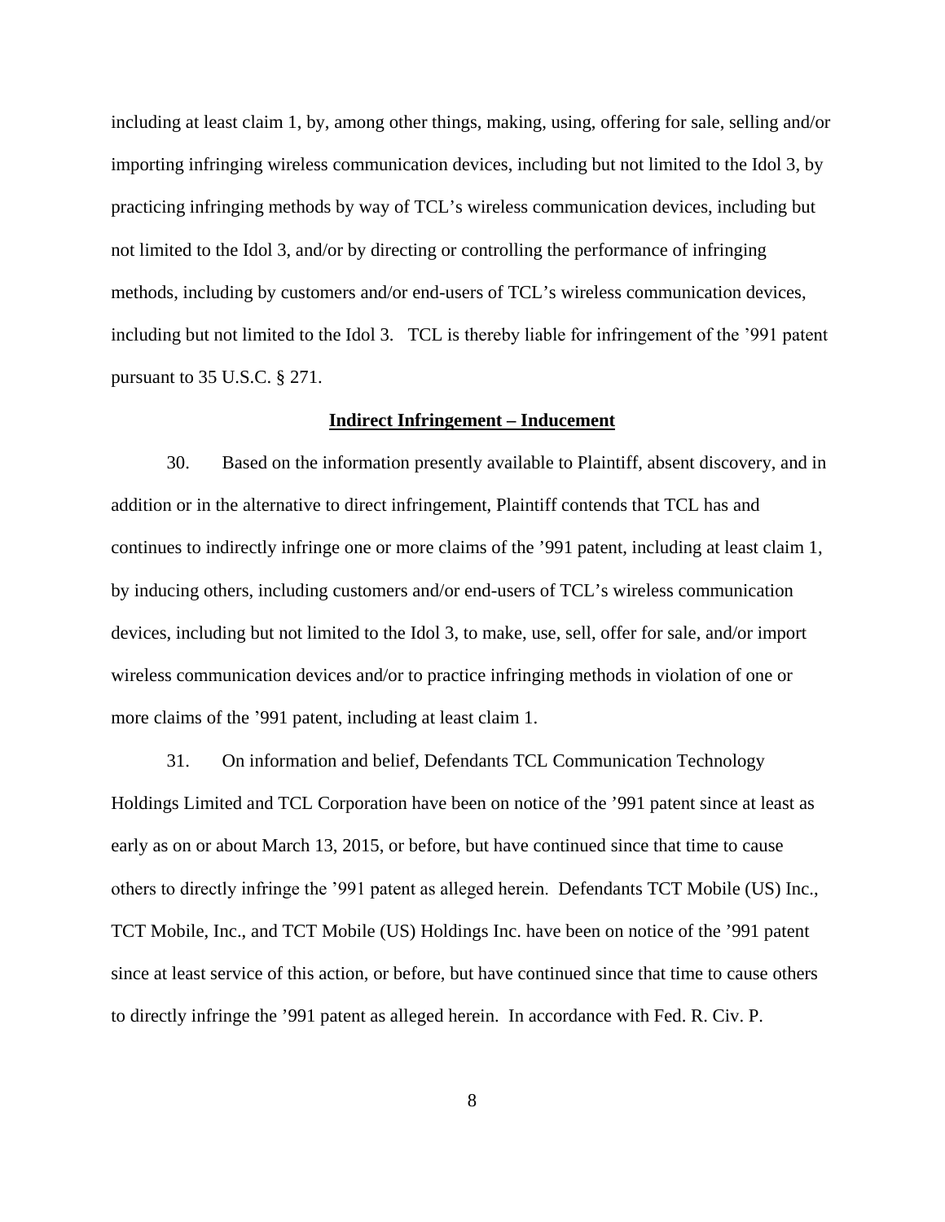including at least claim 1, by, among other things, making, using, offering for sale, selling and/or importing infringing wireless communication devices, including but not limited to the Idol 3, by practicing infringing methods by way of TCL's wireless communication devices, including but not limited to the Idol 3, and/or by directing or controlling the performance of infringing methods, including by customers and/or end-users of TCL's wireless communication devices, including but not limited to the Idol 3. TCL is thereby liable for infringement of the '991 patent pursuant to 35 U.S.C. § 271.

**Indirect Infringement – Inducement**

30. Based on the information presently available to Plaintiff, absent discovery, and in addition or in the alternative to direct infringement, Plaintiff contends that TCL has and continues to indirectly infringe one or more claims of the '991 patent, including at least claim 1, by inducing others, including customers and/or end-users of TCL's wireless communication devices, including but not limited to the Idol 3, to make, use, sell, offer for sale, and/or import wireless communication devices and/or to practice infringing methods in violation of one or more claims of the '991 patent, including at least claim 1.

31. On information and belief, Defendants TCL Communication Technology Holdings Limited and TCL Corporation have been on notice of the '991 patent since at least as early as on or about March 13, 2015, or before, but have continued since that time to cause others to directly infringe the '991 patent as alleged herein. Defendants TCT Mobile (US) Inc., TCT Mobile, Inc., and TCT Mobile (US) Holdings Inc. have been on notice of the '991 patent since at least service of this action, or before, but have continued since that time to cause others to directly infringe the '991 patent as alleged herein. In accordance with Fed. R. Civ. P.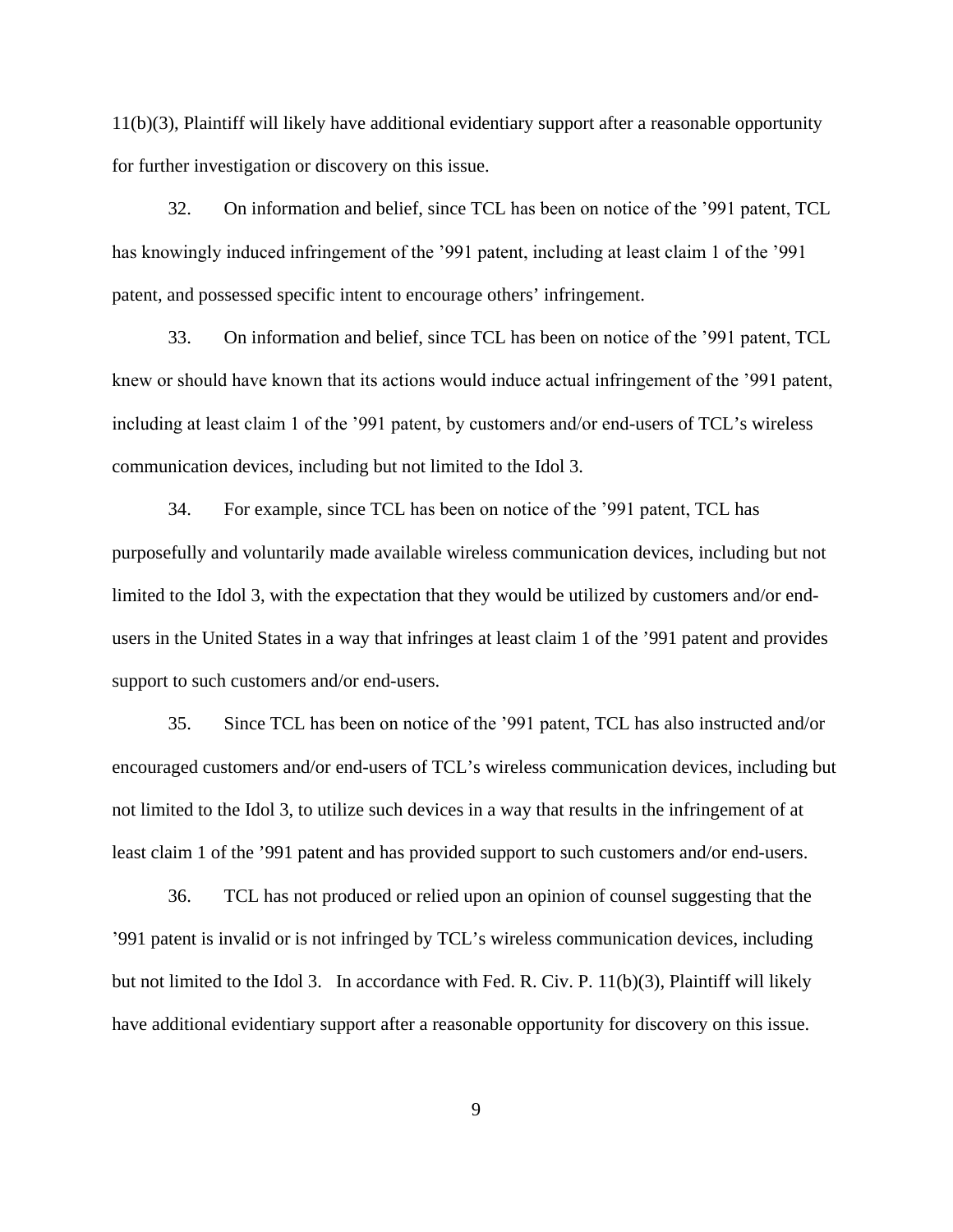11(b)(3), Plaintiff will likely have additional evidentiary support after a reasonable opportunity for further investigation or discovery on this issue.

32. On information and belief, since TCL has been on notice of the ’991 patent, TCL has knowingly induced infringement of the ’991 patent, including at least claim 1 of the ’991 patent, and possessed specific intent to encourage others’ infringement.

33. On information and belief, since TCL has been on notice of the ’991 patent, TCL knew or should have known that its actions would induce actual infringement of the ’991 patent, including at least claim 1 of the ’991 patent, by customers and/or end-users of TCL’s wireless communication devices, including but not limited to the Idol 3.

34. For example, since TCL has been on notice of the ’991 patent, TCL has purposefully and voluntarily made available wireless communication devices, including but not limited to the Idol 3, with the expectation that they would be utilized by customers and/or end-users in the United States in a way that infringes at least claim 1 of the ’991 patent and provides support to such customers and/or end-users.

35. Since TCL has been on notice of the ’991 patent, TCL has also instructed and/or encouraged customers and/or end-users of TCL’s wireless communication devices, including but not limited to the Idol 3, to utilize such devices in a way that results in the infringement of at least claim 1 of the ’991 patent and has provided support to such customers and/or end-users.

36. TCL has not produced or relied upon an opinion of counsel suggesting that the ’991 patent is invalid or is not infringed by TCL’s wireless communication devices, including but not limited to the Idol 3. In accordance with Fed. R. Civ. P. 11(b)(3), Plaintiff will likely have additional evidentiary support after a reasonable opportunity for discovery on this issue.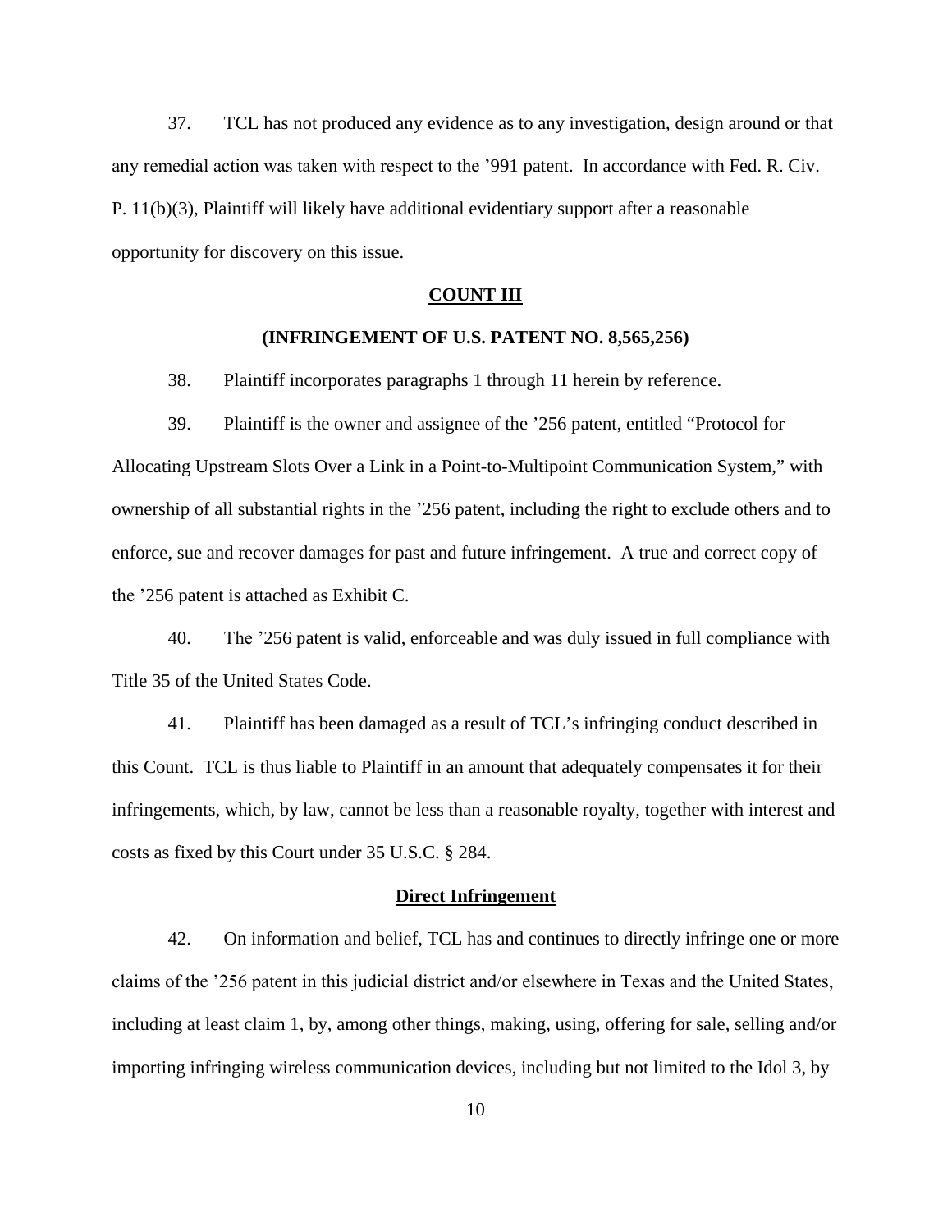37. TCL has not produced any evidence as to any investigation, design around or that any remedial action was taken with respect to the ’991 patent. In accordance with Fed. R. Civ. P. 11(b)(3), Plaintiff will likely have additional evidentiary support after a reasonable opportunity for discovery on this issue.

## **COUNT III**

### **(INFRINGEMENT OF U.S. PATENT NO. 8,565,256)**

38. Plaintiff incorporates paragraphs 1 through 11 herein by reference.

39. Plaintiff is the owner and assignee of the ’256 patent, entitled “Protocol for Allocating Upstream Slots Over a Link in a Point-to-Multipoint Communication System,” with ownership of all substantial rights in the ’256 patent, including the right to exclude others and to enforce, sue and recover damages for past and future infringement. A true and correct copy of the ’256 patent is attached as Exhibit C.

40. The ’256 patent is valid, enforceable and was duly issued in full compliance with Title 35 of the United States Code.

41. Plaintiff has been damaged as a result of TCL’s infringing conduct described in this Count. TCL is thus liable to Plaintiff in an amount that adequately compensates it for their infringements, which, by law, cannot be less than a reasonable royalty, together with interest and costs as fixed by this Court under 35 U.S.C. § 284.

### **Direct Infringement**

42. On information and belief, TCL has and continues to directly infringe one or more claims of the ’256 patent in this judicial district and/or elsewhere in Texas and the United States, including at least claim 1, by, among other things, making, using, offering for sale, selling and/or importing infringing wireless communication devices, including but not limited to the Idol 3, by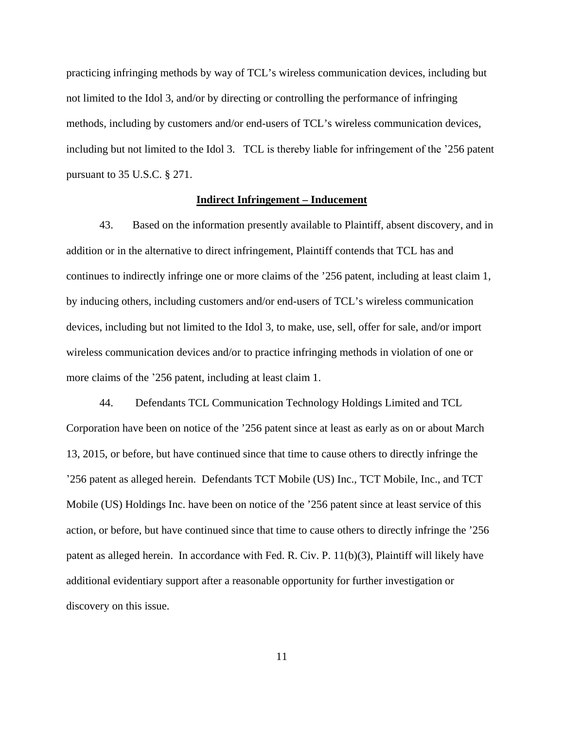practicing infringing methods by way of TCL's wireless communication devices, including but not limited to the Idol 3, and/or by directing or controlling the performance of infringing methods, including by customers and/or end-users of TCL's wireless communication devices, including but not limited to the Idol 3. TCL is thereby liable for infringement of the '256 patent pursuant to 35 U.S.C. § 271.

**Indirect Infringement – Inducement**

43. Based on the information presently available to Plaintiff, absent discovery, and in addition or in the alternative to direct infringement, Plaintiff contends that TCL has and continues to indirectly infringe one or more claims of the '256 patent, including at least claim 1, by inducing others, including customers and/or end-users of TCL's wireless communication devices, including but not limited to the Idol 3, to make, use, sell, offer for sale, and/or import wireless communication devices and/or to practice infringing methods in violation of one or more claims of the '256 patent, including at least claim 1.

44. Defendants TCL Communication Technology Holdings Limited and TCL Corporation have been on notice of the '256 patent since at least as early as on or about March 13, 2015, or before, but have continued since that time to cause others to directly infringe the '256 patent as alleged herein. Defendants TCT Mobile (US) Inc., TCT Mobile, Inc., and TCT Mobile (US) Holdings Inc. have been on notice of the '256 patent since at least service of this action, or before, but have continued since that time to cause others to directly infringe the '256 patent as alleged herein. In accordance with Fed. R. Civ. P. 11(b)(3), Plaintiff will likely have additional evidentiary support after a reasonable opportunity for further investigation or discovery on this issue.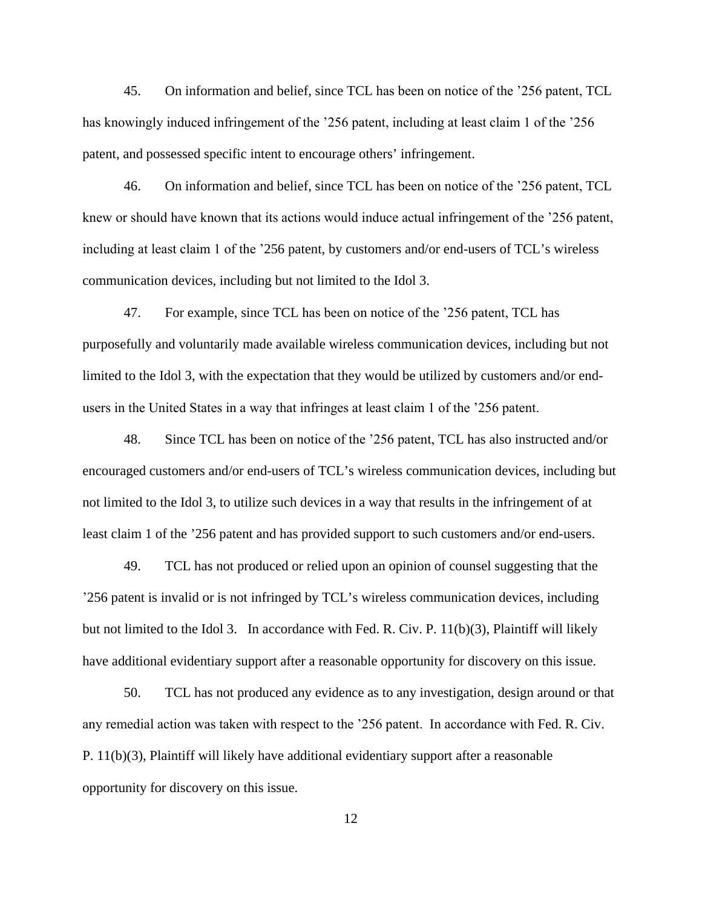45. On information and belief, since TCL has been on notice of the ’256 patent, TCL has knowingly induced infringement of the ’256 patent, including at least claim 1 of the ’256 patent, and possessed specific intent to encourage others’ infringement.

46. On information and belief, since TCL has been on notice of the ’256 patent, TCL knew or should have known that its actions would induce actual infringement of the ’256 patent, including at least claim 1 of the ’256 patent, by customers and/or end-users of TCL’s wireless communication devices, including but not limited to the Idol 3.

47. For example, since TCL has been on notice of the ’256 patent, TCL has purposefully and voluntarily made available wireless communication devices, including but not limited to the Idol 3, with the expectation that they would be utilized by customers and/or end-users in the United States in a way that infringes at least claim 1 of the ’256 patent.

48. Since TCL has been on notice of the ’256 patent, TCL has also instructed and/or encouraged customers and/or end-users of TCL’s wireless communication devices, including but not limited to the Idol 3, to utilize such devices in a way that results in the infringement of at least claim 1 of the ’256 patent and has provided support to such customers and/or end-users.

49. TCL has not produced or relied upon an opinion of counsel suggesting that the ’256 patent is invalid or is not infringed by TCL’s wireless communication devices, including but not limited to the Idol 3. In accordance with Fed. R. Civ. P. 11(b)(3), Plaintiff will likely have additional evidentiary support after a reasonable opportunity for discovery on this issue.

50. TCL has not produced any evidence as to any investigation, design around or that any remedial action was taken with respect to the ’256 patent. In accordance with Fed. R. Civ. P. 11(b)(3), Plaintiff will likely have additional evidentiary support after a reasonable opportunity for discovery on this issue.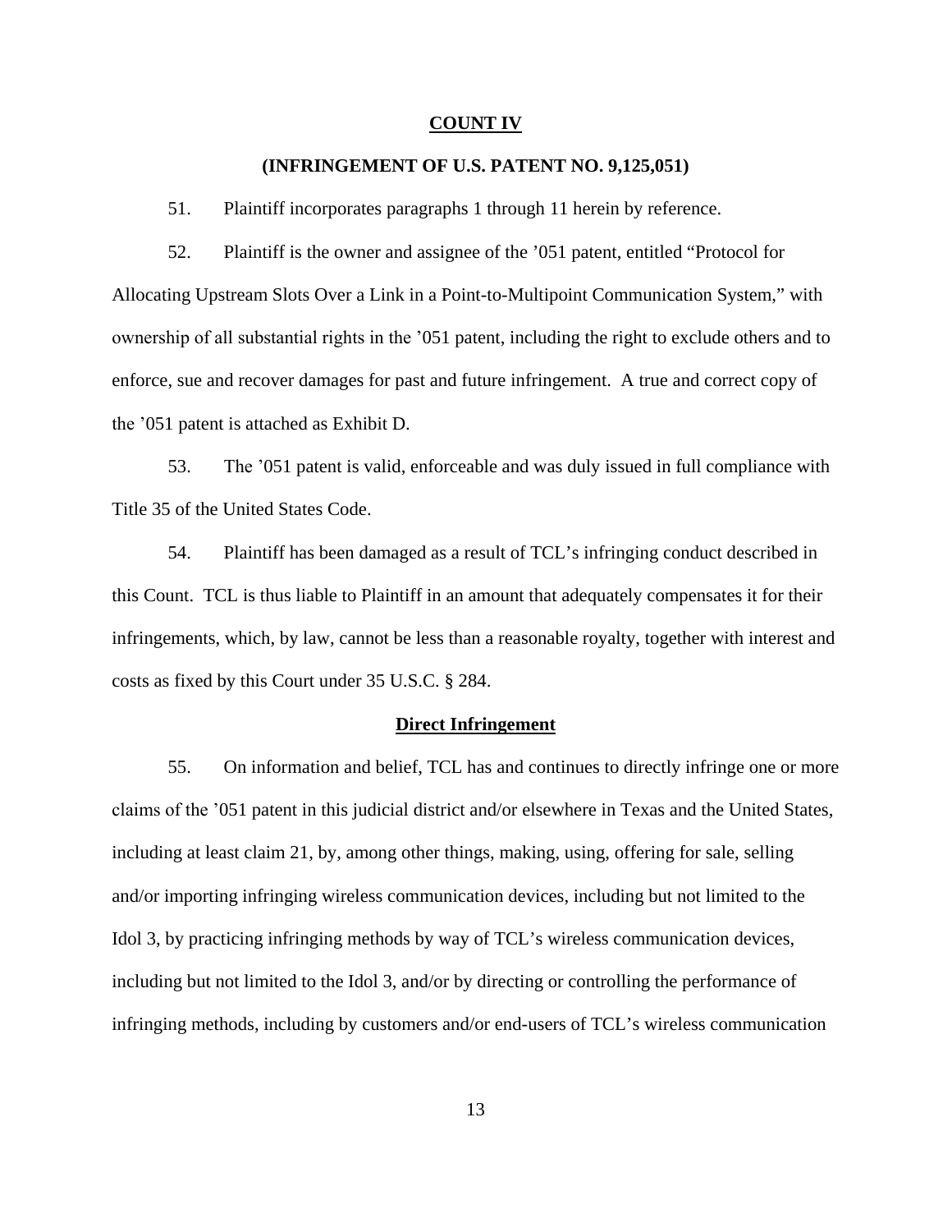**COUNT IV**

**(INFRINGEMENT OF U.S. PATENT NO. 9,125,051)**

51. Plaintiff incorporates paragraphs 1 through 11 herein by reference.

52. Plaintiff is the owner and assignee of the ’051 patent, entitled “Protocol for Allocating Upstream Slots Over a Link in a Point-to-Multipoint Communication System,” with ownership of all substantial rights in the ’051 patent, including the right to exclude others and to enforce, sue and recover damages for past and future infringement. A true and correct copy of the ’051 patent is attached as Exhibit D.

53. The ’051 patent is valid, enforceable and was duly issued in full compliance with Title 35 of the United States Code.

54. Plaintiff has been damaged as a result of TCL’s infringing conduct described in this Count. TCL is thus liable to Plaintiff in an amount that adequately compensates it for their infringements, which, by law, cannot be less than a reasonable royalty, together with interest and costs as fixed by this Court under 35 U.S.C. § 284.

**Direct Infringement**

55. On information and belief, TCL has and continues to directly infringe one or more claims of the ’051 patent in this judicial district and/or elsewhere in Texas and the United States, including at least claim 21, by, among other things, making, using, offering for sale, selling and/or importing infringing wireless communication devices, including but not limited to the Idol 3, by practicing infringing methods by way of TCL’s wireless communication devices, including but not limited to the Idol 3, and/or by directing or controlling the performance of infringing methods, including by customers and/or end-users of TCL’s wireless communication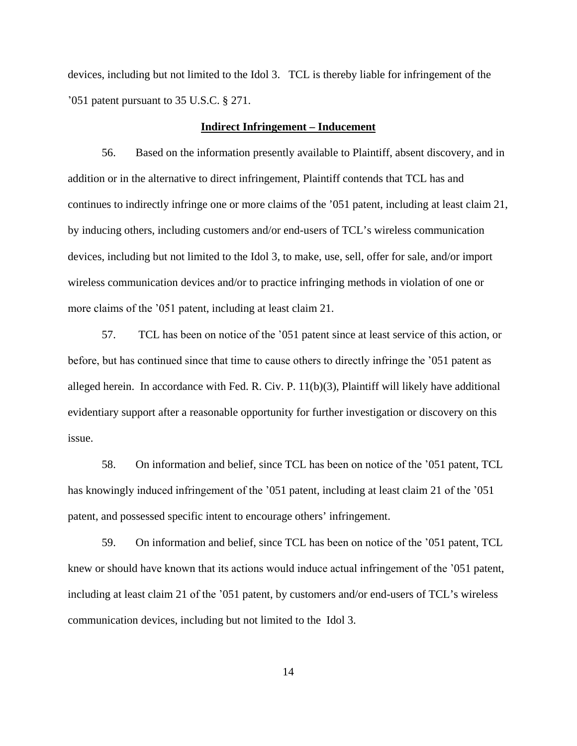devices, including but not limited to the Idol 3. TCL is thereby liable for infringement of the ’051 patent pursuant to 35 U.S.C. § 271.

**Indirect Infringement – Inducement**

56. Based on the information presently available to Plaintiff, absent discovery, and in addition or in the alternative to direct infringement, Plaintiff contends that TCL has and continues to indirectly infringe one or more claims of the ’051 patent, including at least claim 21, by inducing others, including customers and/or end-users of TCL’s wireless communication devices, including but not limited to the Idol 3, to make, use, sell, offer for sale, and/or import wireless communication devices and/or to practice infringing methods in violation of one or more claims of the ’051 patent, including at least claim 21.

57. TCL has been on notice of the ’051 patent since at least service of this action, or before, but has continued since that time to cause others to directly infringe the ’051 patent as alleged herein. In accordance with Fed. R. Civ. P. 11(b)(3), Plaintiff will likely have additional evidentiary support after a reasonable opportunity for further investigation or discovery on this issue.

58. On information and belief, since TCL has been on notice of the ’051 patent, TCL has knowingly induced infringement of the ’051 patent, including at least claim 21 of the ’051 patent, and possessed specific intent to encourage others’ infringement.

59. On information and belief, since TCL has been on notice of the ’051 patent, TCL knew or should have known that its actions would induce actual infringement of the ’051 patent, including at least claim 21 of the ’051 patent, by customers and/or end-users of TCL’s wireless communication devices, including but not limited to the Idol 3.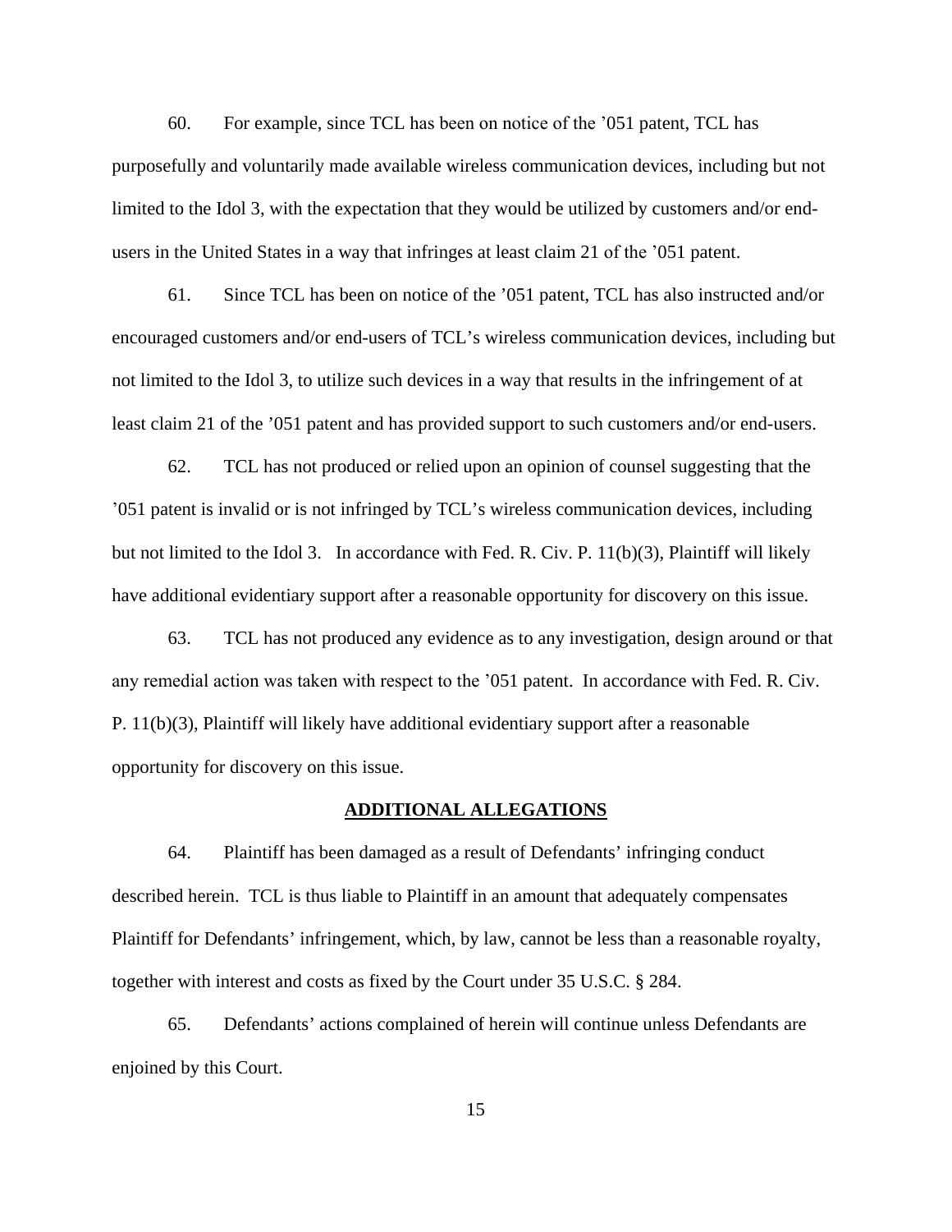60. For example, since TCL has been on notice of the ’051 patent, TCL has purposefully and voluntarily made available wireless communication devices, including but not limited to the Idol 3, with the expectation that they would be utilized by customers and/or end-users in the United States in a way that infringes at least claim 21 of the ’051 patent.

61. Since TCL has been on notice of the ’051 patent, TCL has also instructed and/or encouraged customers and/or end-users of TCL’s wireless communication devices, including but not limited to the Idol 3, to utilize such devices in a way that results in the infringement of at least claim 21 of the ’051 patent and has provided support to such customers and/or end-users.

62. TCL has not produced or relied upon an opinion of counsel suggesting that the ’051 patent is invalid or is not infringed by TCL’s wireless communication devices, including but not limited to the Idol 3. In accordance with Fed. R. Civ. P. 11(b)(3), Plaintiff will likely have additional evidentiary support after a reasonable opportunity for discovery on this issue.

63. TCL has not produced any evidence as to any investigation, design around or that any remedial action was taken with respect to the ’051 patent. In accordance with Fed. R. Civ. P. 11(b)(3), Plaintiff will likely have additional evidentiary support after a reasonable opportunity for discovery on this issue.

## ADDITIONAL ALLEGATIONS

64. Plaintiff has been damaged as a result of Defendants’ infringing conduct described herein. TCL is thus liable to Plaintiff in an amount that adequately compensates Plaintiff for Defendants’ infringement, which, by law, cannot be less than a reasonable royalty, together with interest and costs as fixed by the Court under 35 U.S.C. § 284.

65. Defendants’ actions complained of herein will continue unless Defendants are enjoined by this Court.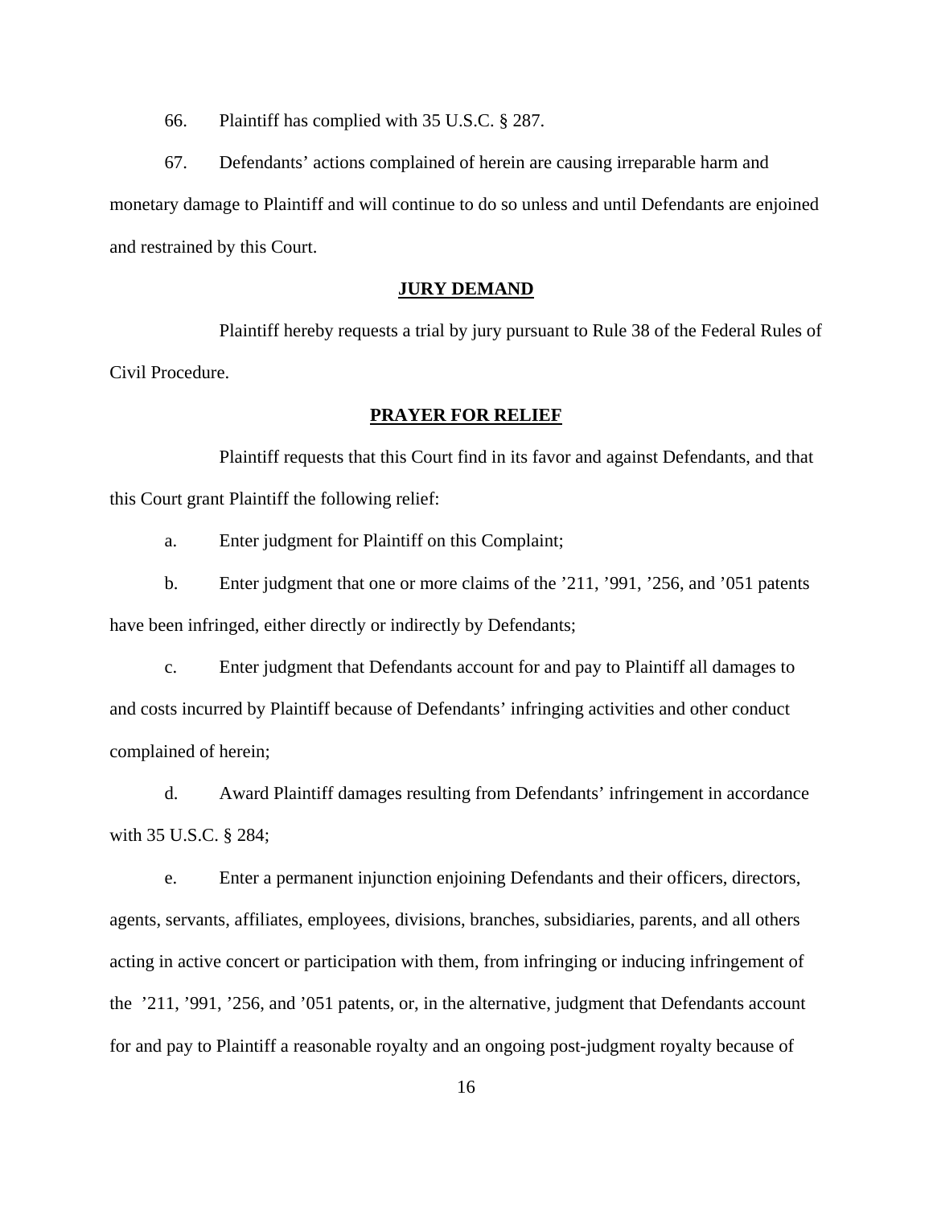66. Plaintiff has complied with 35 U.S.C. § 287.

67. Defendants' actions complained of herein are causing irreparable harm and monetary damage to Plaintiff and will continue to do so unless and until Defendants are enjoined and restrained by this Court.

## JURY DEMAND

Plaintiff hereby requests a trial by jury pursuant to Rule 38 of the Federal Rules of Civil Procedure.

## PRAYER FOR RELIEF

Plaintiff requests that this Court find in its favor and against Defendants, and that this Court grant Plaintiff the following relief:

a. Enter judgment for Plaintiff on this Complaint;

b. Enter judgment that one or more claims of the '211, '991, '256, and '051 patents have been infringed, either directly or indirectly by Defendants;

c. Enter judgment that Defendants account for and pay to Plaintiff all damages to and costs incurred by Plaintiff because of Defendants' infringing activities and other conduct complained of herein;

d. Award Plaintiff damages resulting from Defendants' infringement in accordance with 35 U.S.C. § 284;

e. Enter a permanent injunction enjoining Defendants and their officers, directors, agents, servants, affiliates, employees, divisions, branches, subsidiaries, parents, and all others acting in active concert or participation with them, from infringing or inducing infringement of the '211, '991, '256, and '051 patents, or, in the alternative, judgment that Defendants account for and pay to Plaintiff a reasonable royalty and an ongoing post-judgment royalty because of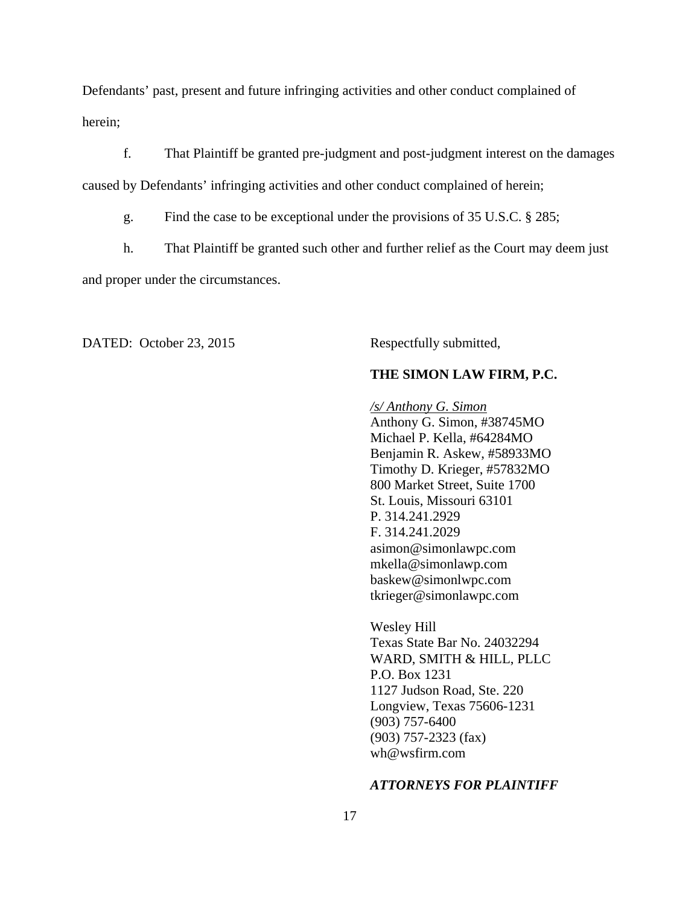Defendants' past, present and future infringing activities and other conduct complained of herein;

f. That Plaintiff be granted pre-judgment and post-judgment interest on the damages caused by Defendants' infringing activities and other conduct complained of herein;

g. Find the case to be exceptional under the provisions of 35 U.S.C. § 285;

h. That Plaintiff be granted such other and further relief as the Court may deem just and proper under the circumstances.

DATED: October 23, 2015

Respectfully submitted,

**THE SIMON LAW FIRM, P.C.**

*/s/ Anthony G. Simon*
Anthony G. Simon, #38745MO
Michael P. Kella, #64284MO
Benjamin R. Askew, #58933MO
Timothy D. Krieger, #57832MO
800 Market Street, Suite 1700
St. Louis, Missouri 63101
P. 314.241.2929
F. 314.241.2029
asimon@simonlawpc.com
mkella@simonlawp.com
baskew@simonlwpc.com
tkrieger@simonlawpc.com

Wesley Hill
Texas State Bar No. 24032294
WARD, SMITH & HILL, PLLC
P.O. Box 1231
1127 Judson Road, Ste. 220
Longview, Texas 75606-1231
(903) 757-6400
(903) 757-2323 (fax)
wh@wsfirm.com

***ATTORNEYS FOR PLAINTIFF***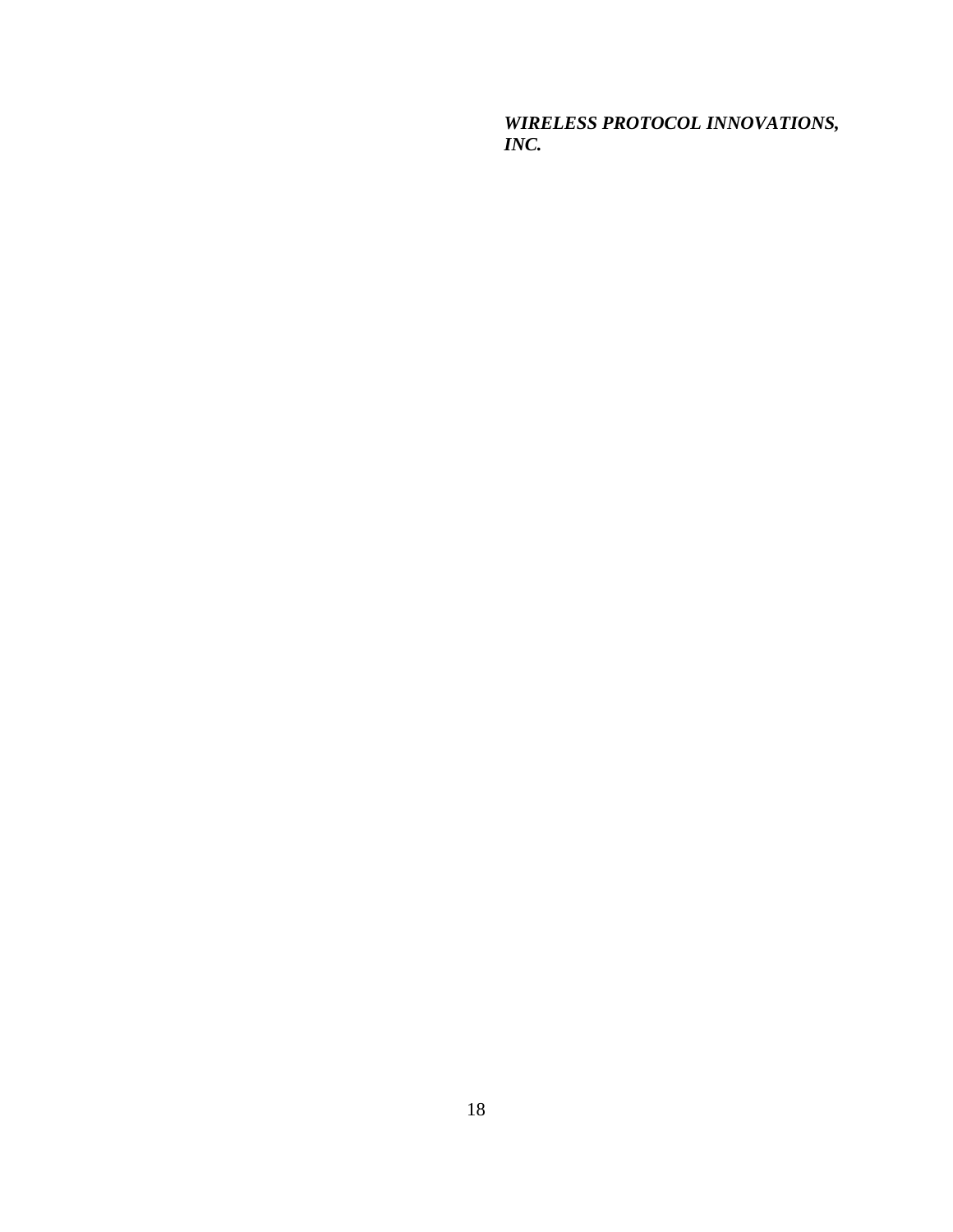***WIRELESS PROTOCOL INNOVATIONS, INC.***